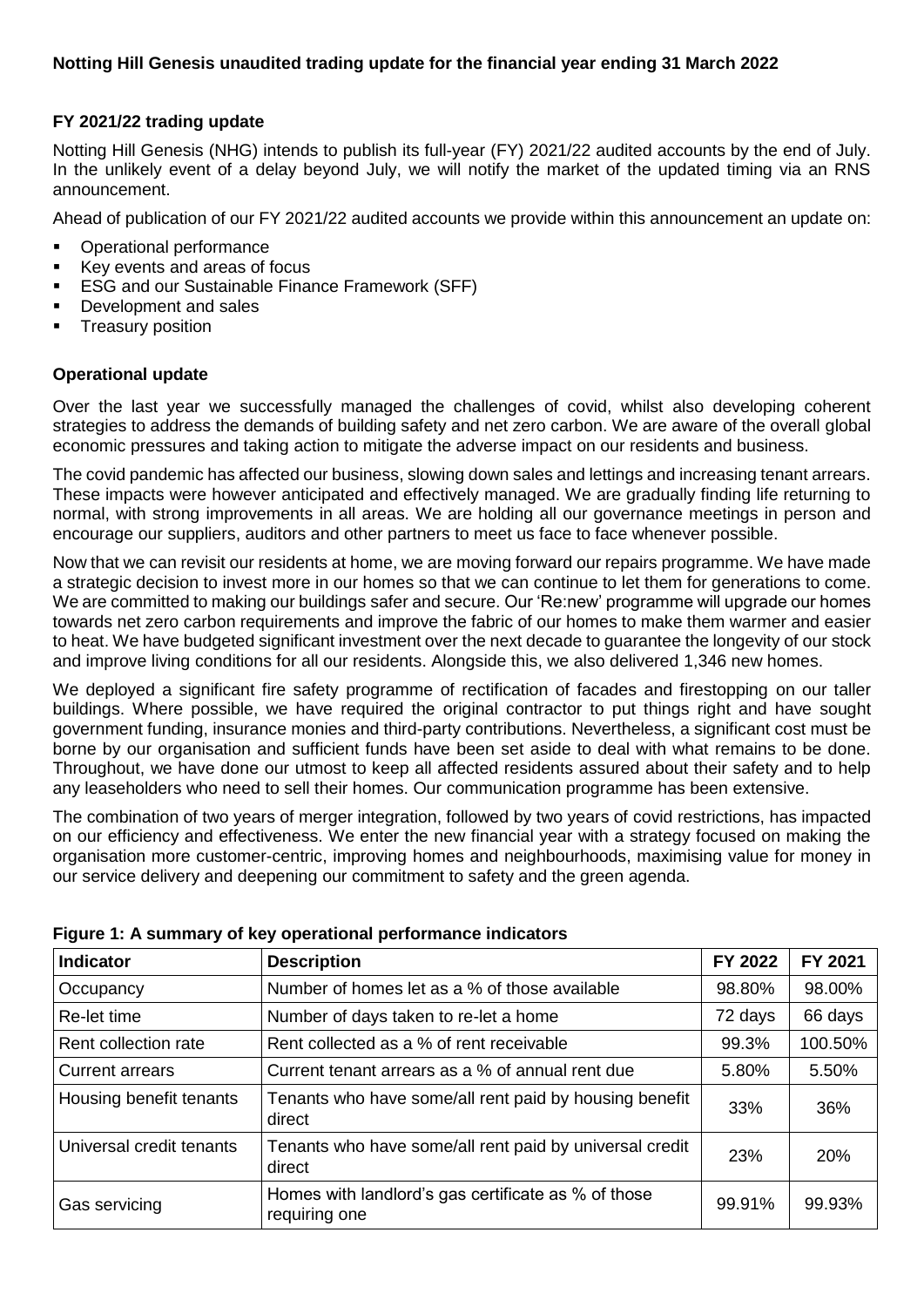# Notting Hill Genesis unaudited trading update for the financial year ending 31 March 2022

## FY 2021/22 trading update

Notting Hill Genesis (NHG) intends to publish its full-year (FY) 2021/22 audited accounts by the end of July. In the unlikely event of a delay beyond July, we will notify the market of the updated timing via an RNS announcement.

Ahead of publication of our FY 2021/22 audited accounts we provide within this announcement an update on:

- Operational performance
- Key events and areas of focus
- ESG and our Sustainable Finance Framework (SFF)
- Development and sales
- Treasury position

## Operational update

Over the last year we successfully managed the challenges of covid, whilst also developing coherent strategies to address the demands of building safety and net zero carbon. We are aware of the overall global economic pressures and taking action to mitigate the adverse impact on our residents and business.

The covid pandemic has affected our business, slowing down sales and lettings and increasing tenant arrears. These impacts were however anticipated and effectively managed. We are gradually finding life returning to normal, with strong improvements in all areas. We are holding all our governance meetings in person and encourage our suppliers, auditors and other partners to meet us face to face whenever possible.

Now that we can revisit our residents at home, we are moving forward our repairs programme. We have made a strategic decision to invest more in our homes so that we can continue to let them for generations to come. We are committed to making our buildings safer and secure. Our 'Re:new' programme will upgrade our homes towards net zero carbon requirements and improve the fabric of our homes to make them warmer and easier to heat. We have budgeted significant investment over the next decade to guarantee the longevity of our stock and improve living conditions for all our residents. Alongside this, we also delivered 1,346 new homes.

We deployed a significant fire safety programme of rectification of facades and firestopping on our taller buildings. Where possible, we have required the original contractor to put things right and have sought government funding, insurance monies and third-party contributions. Nevertheless, a significant cost must be borne by our organisation and sufficient funds have been set aside to deal with what remains to be done. Throughout, we have done our utmost to keep all affected residents assured about their safety and to help any leaseholders who need to sell their homes. Our communication programme has been extensive.

The combination of two years of merger integration, followed by two years of covid restrictions, has impacted on our efficiency and effectiveness. We enter the new financial year with a strategy focused on making the organisation more customer-centric, improving homes and neighbourhoods, maximising value for money in our service delivery and deepening our commitment to safety and the green agenda.

**Figure 1: A summary of key operational performance indicators**

| Indicator | Description | FY 2022 | FY 2021 |
|---|---|---|---|
| Occupancy | Number of homes let as a % of those available | 98.80% | 98.00% |
| Re-let time | Number of days taken to re-let a home | 72 days | 66 days |
| Rent collection rate | Rent collected as a % of rent receivable | 99.3% | 100.50% |
| Current arrears | Current tenant arrears as a % of annual rent due | 5.80% | 5.50% |
| Housing benefit tenants | Tenants who have some/all rent paid by housing benefit direct | 33% | 36% |
| Universal credit tenants | Tenants who have some/all rent paid by universal credit direct | 23% | 20% |
| Gas servicing | Homes with landlord's gas certificate as % of those requiring one | 99.91% | 99.93% |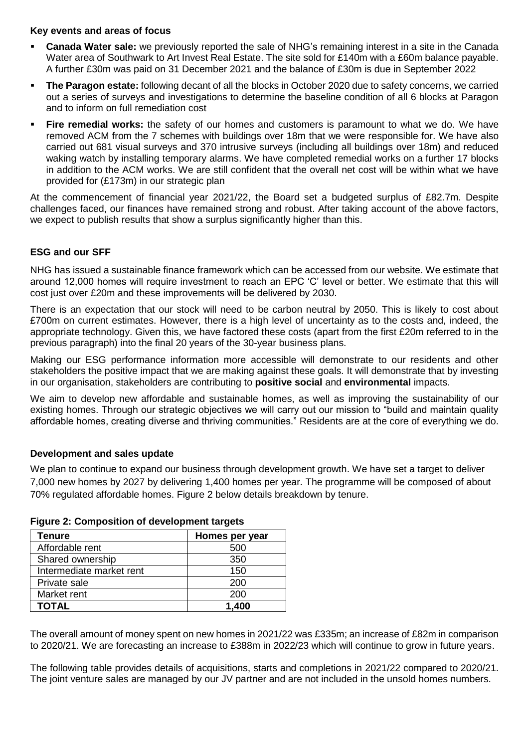**Key events and areas of focus**

- **Canada Water sale:** we previously reported the sale of NHG's remaining interest in a site in the Canada Water area of Southwark to Art Invest Real Estate. The site sold for £140m with a £60m balance payable. A further £30m was paid on 31 December 2021 and the balance of £30m is due in September 2022
- **The Paragon estate:** following decant of all the blocks in October 2020 due to safety concerns, we carried out a series of surveys and investigations to determine the baseline condition of all 6 blocks at Paragon and to inform on full remediation cost
- **Fire remedial works:** the safety of our homes and customers is paramount to what we do. We have removed ACM from the 7 schemes with buildings over 18m that we were responsible for. We have also carried out 681 visual surveys and 370 intrusive surveys (including all buildings over 18m) and reduced waking watch by installing temporary alarms. We have completed remedial works on a further 17 blocks in addition to the ACM works. We are still confident that the overall net cost will be within what we have provided for (£173m) in our strategic plan

At the commencement of financial year 2021/22, the Board set a budgeted surplus of £82.7m. Despite challenges faced, our finances have remained strong and robust. After taking account of the above factors, we expect to publish results that show a surplus significantly higher than this.

## ESG and our SFF

NHG has issued a sustainable finance framework which can be accessed from our website. We estimate that around 12,000 homes will require investment to reach an EPC 'C' level or better. We estimate that this will cost just over £20m and these improvements will be delivered by 2030.

There is an expectation that our stock will need to be carbon neutral by 2050. This is likely to cost about £700m on current estimates. However, there is a high level of uncertainty as to the costs and, indeed, the appropriate technology. Given this, we have factored these costs (apart from the first £20m referred to in the previous paragraph) into the final 20 years of the 30-year business plans.

Making our ESG performance information more accessible will demonstrate to our residents and other stakeholders the positive impact that we are making against these goals. It will demonstrate that by investing in our organisation, stakeholders are contributing to **positive social** and **environmental** impacts.

We aim to develop new affordable and sustainable homes, as well as improving the sustainability of our existing homes. Through our strategic objectives we will carry out our mission to "build and maintain quality affordable homes, creating diverse and thriving communities." Residents are at the core of everything we do.

## Development and sales update

We plan to continue to expand our business through development growth. We have set a target to deliver 7,000 new homes by 2027 by delivering 1,400 homes per year. The programme will be composed of about 70% regulated affordable homes. Figure 2 below details breakdown by tenure.

**Figure 2: Composition of development targets**

| Tenure | Homes per year |
|---|---|
| Affordable rent | 500 |
| Shared ownership | 350 |
| Intermediate market rent | 150 |
| Private sale | 200 |
| Market rent | 200 |
| **TOTAL** | **1,400** |

The overall amount of money spent on new homes in 2021/22 was £335m; an increase of £82m in comparison to 2020/21. We are forecasting an increase to £388m in 2022/23 which will continue to grow in future years.

The following table provides details of acquisitions, starts and completions in 2021/22 compared to 2020/21. The joint venture sales are managed by our JV partner and are not included in the unsold homes numbers.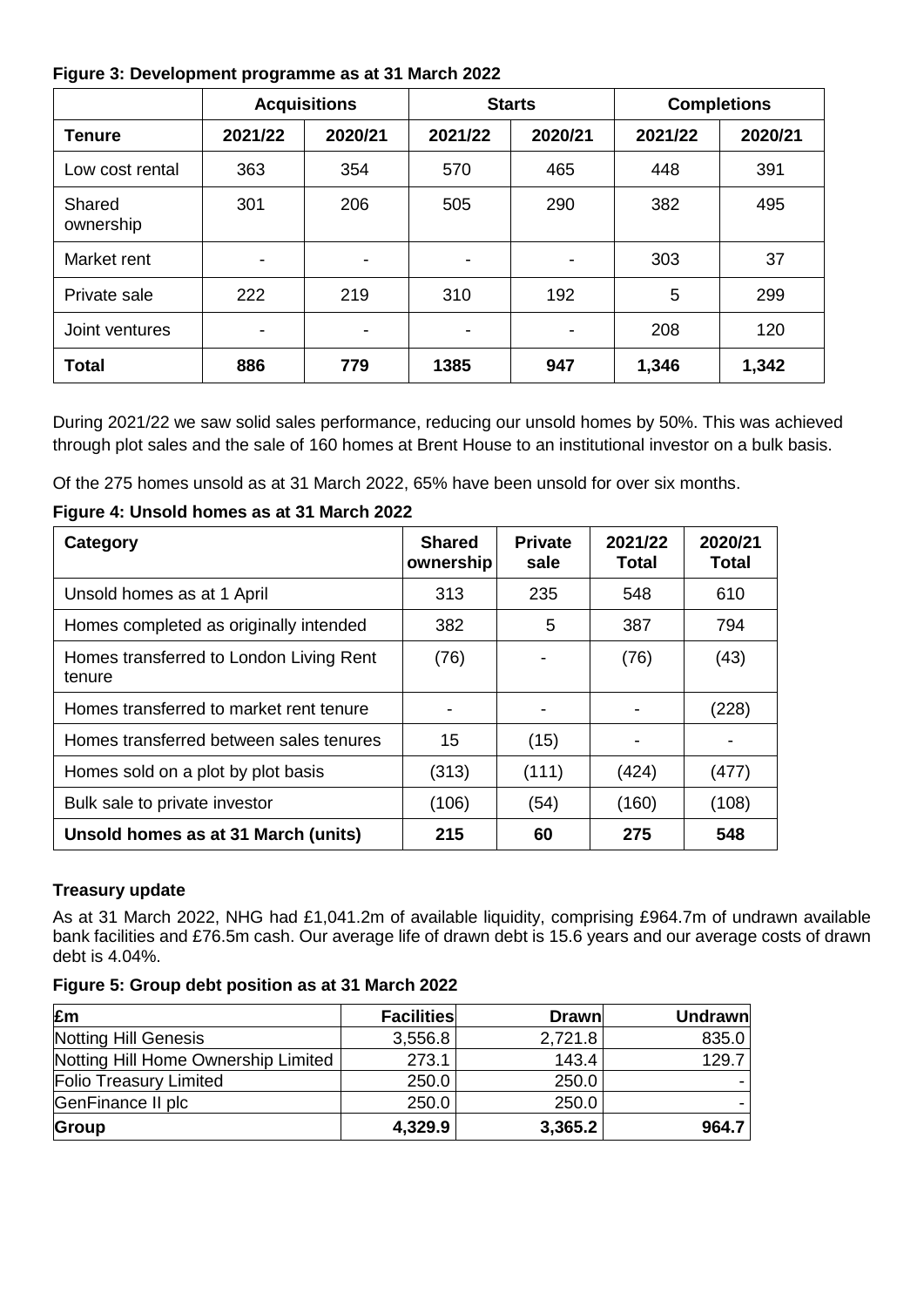**Figure 3: Development programme as at 31 March 2022**

| | Acquisitions | | Starts | | Completions | |
|---|---|---|---|---|---|---|
| **Tenure** | **2021/22** | **2020/21** | **2021/22** | **2020/21** | **2021/22** | **2020/21** |
| Low cost rental | 363 | 354 | 570 | 465 | 448 | 391 |
| Shared ownership | 301 | 206 | 505 | 290 | 382 | 495 |
| Market rent | - | - | - | - | 303 | 37 |
| Private sale | 222 | 219 | 310 | 192 | 5 | 299 |
| Joint ventures | - | - | - | - | 208 | 120 |
| **Total** | **886** | **779** | **1385** | **947** | **1,346** | **1,342** |

During 2021/22 we saw solid sales performance, reducing our unsold homes by 50%. This was achieved through plot sales and the sale of 160 homes at Brent House to an institutional investor on a bulk basis.

Of the 275 homes unsold as at 31 March 2022, 65% have been unsold for over six months.

**Figure 4: Unsold homes as at 31 March 2022**

| Category | Shared ownership | Private sale | 2021/22 Total | 2020/21 Total |
|---|---|---|---|---|
| Unsold homes as at 1 April | 313 | 235 | 548 | 610 |
| Homes completed as originally intended | 382 | 5 | 387 | 794 |
| Homes transferred to London Living Rent tenure | (76) | - | (76) | (43) |
| Homes transferred to market rent tenure | - | - | - | (228) |
| Homes transferred between sales tenures | 15 | (15) | - | - |
| Homes sold on a plot by plot basis | (313) | (111) | (424) | (477) |
| Bulk sale to private investor | (106) | (54) | (160) | (108) |
| **Unsold homes as at 31 March (units)** | **215** | **60** | **275** | **548** |

**Treasury update**

As at 31 March 2022, NHG had £1,041.2m of available liquidity, comprising £964.7m of undrawn available bank facilities and £76.5m cash. Our average life of drawn debt is 15.6 years and our average costs of drawn debt is 4.04%.

**Figure 5: Group debt position as at 31 March 2022**

| £m | Facilities | Drawn | Undrawn |
|---|---|---|---|
| Notting Hill Genesis | 3,556.8 | 2,721.8 | 835.0 |
| Notting Hill Home Ownership Limited | 273.1 | 143.4 | 129.7 |
| Folio Treasury Limited | 250.0 | 250.0 | - |
| GenFinance II plc | 250.0 | 250.0 | - |
| **Group** | **4,329.9** | **3,365.2** | **964.7** |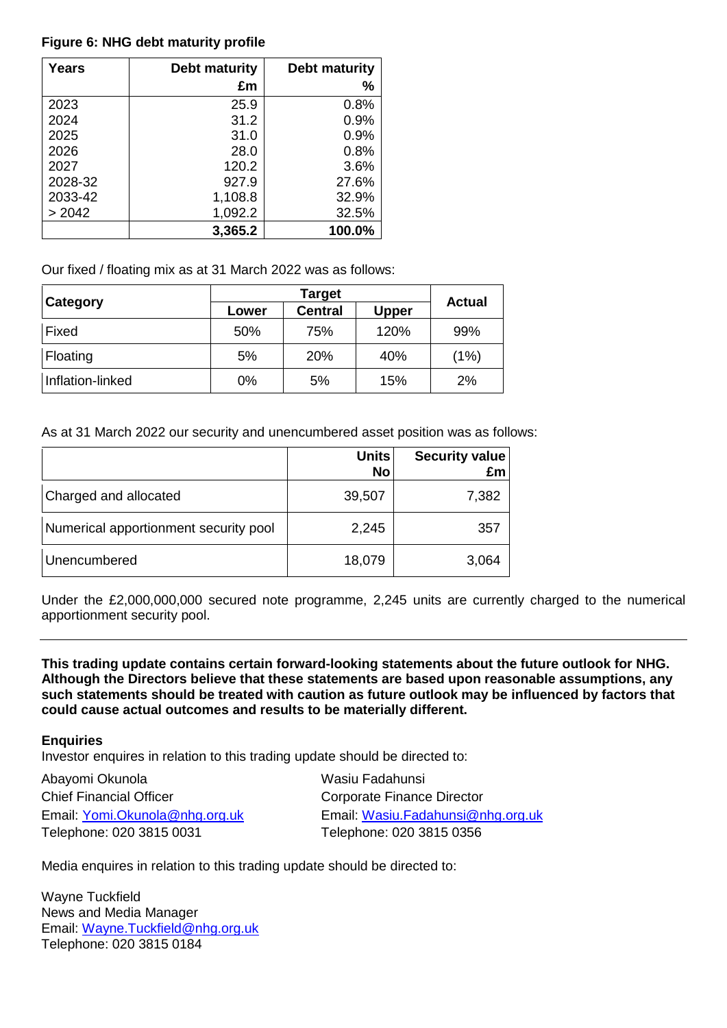**Figure 6: NHG debt maturity profile**

| Years | Debt maturity £m | Debt maturity % |
|---|---:|---:|
| 2023 | 25.9 | 0.8% |
| 2024 | 31.2 | 0.9% |
| 2025 | 31.0 | 0.9% |
| 2026 | 28.0 | 0.8% |
| 2027 | 120.2 | 3.6% |
| 2028-32 | 927.9 | 27.6% |
| 2033-42 | 1,108.8 | 32.9% |
| > 2042 | 1,092.2 | 32.5% |
| | **3,365.2** | **100.0%** |

Our fixed / floating mix as at 31 March 2022 was as follows:

| Category | Target | | | Actual |
|---|---|---|---|---|
| | Lower | Central | Upper | |
| Fixed | 50% | 75% | 120% | 99% |
| Floating | 5% | 20% | 40% | (1%) |
| Inflation-linked | 0% | 5% | 15% | 2% |

As at 31 March 2022 our security and unencumbered asset position was as follows:

| | Units No | Security value £m |
|---|---:|---:|
| Charged and allocated | 39,507 | 7,382 |
| Numerical apportionment security pool | 2,245 | 357 |
| Unencumbered | 18,079 | 3,064 |

Under the £2,000,000,000 secured note programme, 2,245 units are currently charged to the numerical apportionment security pool.

---

**This trading update contains certain forward-looking statements about the future outlook for NHG. Although the Directors believe that these statements are based upon reasonable assumptions, any such statements should be treated with caution as future outlook may be influenced by factors that could cause actual outcomes and results to be materially different.**

**Enquiries**

Investor enquires in relation to this trading update should be directed to:

Abayomi Okunola
Chief Financial Officer
Email: Yomi.Okunola@nhg.org.uk
Telephone: 020 3815 0031

Wasiu Fadahunsi
Corporate Finance Director
Email: Wasiu.Fadahunsi@nhg.org.uk
Telephone: 020 3815 0356

Media enquires in relation to this trading update should be directed to:

Wayne Tuckfield
News and Media Manager
Email: Wayne.Tuckfield@nhg.org.uk
Telephone: 020 3815 0184